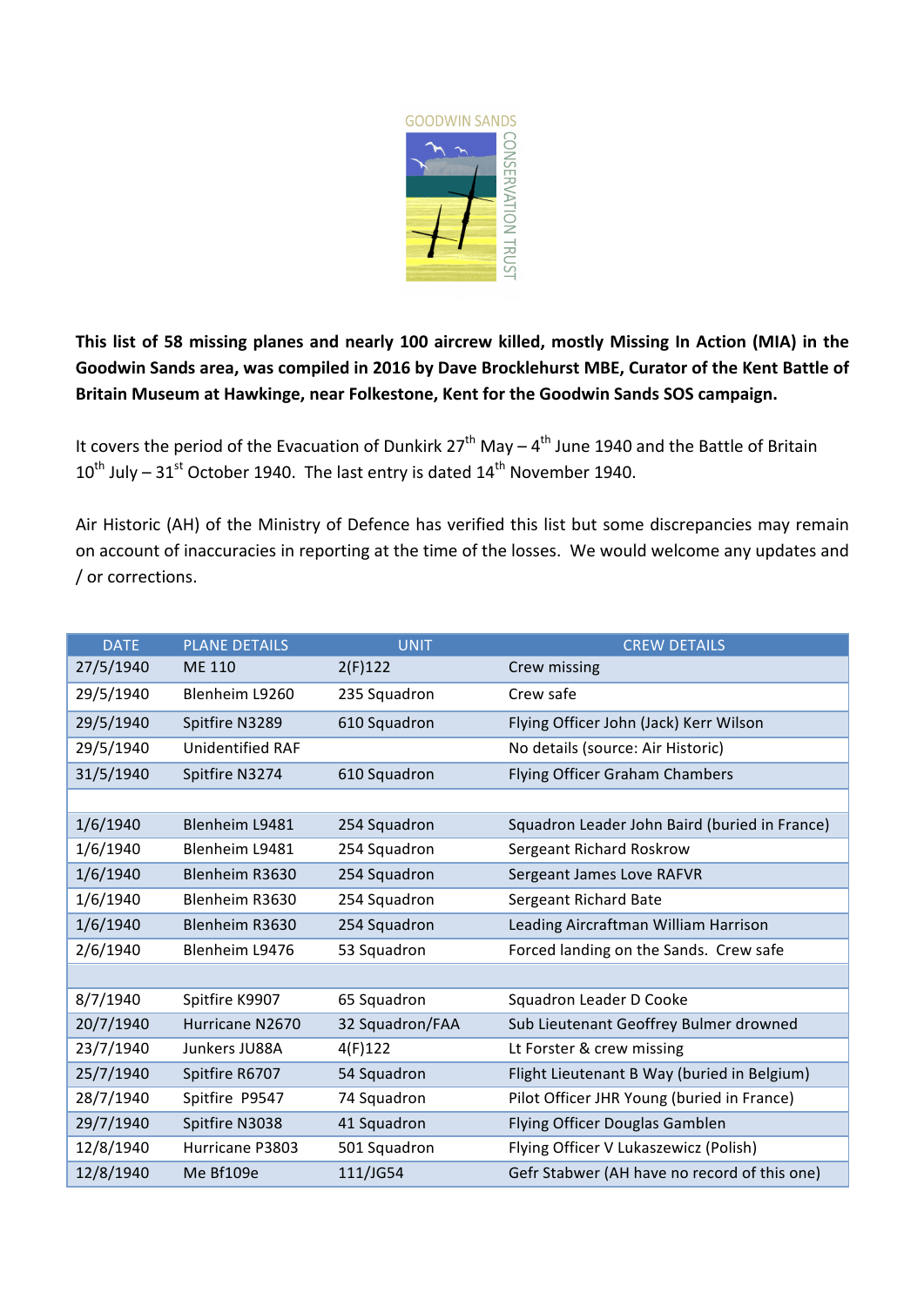GOODWIN SANDS CONSERVATION TRUST

**This list of 58 missing planes and nearly 100 aircrew killed, mostly Missing In Action (MIA) in the Goodwin Sands area, was compiled in 2016 by Dave Brocklehurst MBE, Curator of the Kent Battle of Britain Museum at Hawkinge, near Folkestone, Kent for the Goodwin Sands SOS campaign.**

It covers the period of the Evacuation of Dunkirk 27th May – 4th June 1940 and the Battle of Britain 10th July – 31st October 1940. The last entry is dated 14th November 1940.

Air Historic (AH) of the Ministry of Defence has verified this list but some discrepancies may remain on account of inaccuracies in reporting at the time of the losses. We would welcome any updates and / or corrections.

| DATE | PLANE DETAILS | UNIT | CREW DETAILS |
|---|---|---|---|
| 27/5/1940 | ME 110 | 2(F)122 | Crew missing |
| 29/5/1940 | Blenheim L9260 | 235 Squadron | Crew safe |
| 29/5/1940 | Spitfire N3289 | 610 Squadron | Flying Officer John (Jack) Kerr Wilson |
| 29/5/1940 | Unidentified RAF | | No details (source: Air Historic) |
| 31/5/1940 | Spitfire N3274 | 610 Squadron | Flying Officer Graham Chambers |
| | | | |
| 1/6/1940 | Blenheim L9481 | 254 Squadron | Squadron Leader John Baird (buried in France) |
| 1/6/1940 | Blenheim L9481 | 254 Squadron | Sergeant Richard Roskrow |
| 1/6/1940 | Blenheim R3630 | 254 Squadron | Sergeant James Love RAFVR |
| 1/6/1940 | Blenheim R3630 | 254 Squadron | Sergeant Richard Bate |
| 1/6/1940 | Blenheim R3630 | 254 Squadron | Leading Aircraftman William Harrison |
| 2/6/1940 | Blenheim L9476 | 53 Squadron | Forced landing on the Sands. Crew safe |
| | | | |
| 8/7/1940 | Spitfire K9907 | 65 Squadron | Squadron Leader D Cooke |
| 20/7/1940 | Hurricane N2670 | 32 Squadron/FAA | Sub Lieutenant Geoffrey Bulmer drowned |
| 23/7/1940 | Junkers JU88A | 4(F)122 | Lt Forster & crew missing |
| 25/7/1940 | Spitfire R6707 | 54 Squadron | Flight Lieutenant B Way (buried in Belgium) |
| 28/7/1940 | Spitfire P9547 | 74 Squadron | Pilot Officer JHR Young (buried in France) |
| 29/7/1940 | Spitfire N3038 | 41 Squadron | Flying Officer Douglas Gamblen |
| 12/8/1940 | Hurricane P3803 | 501 Squadron | Flying Officer V Lukaszewicz (Polish) |
| 12/8/1940 | Me Bf109e | 111/JG54 | Gefr Stabwer (AH have no record of this one) |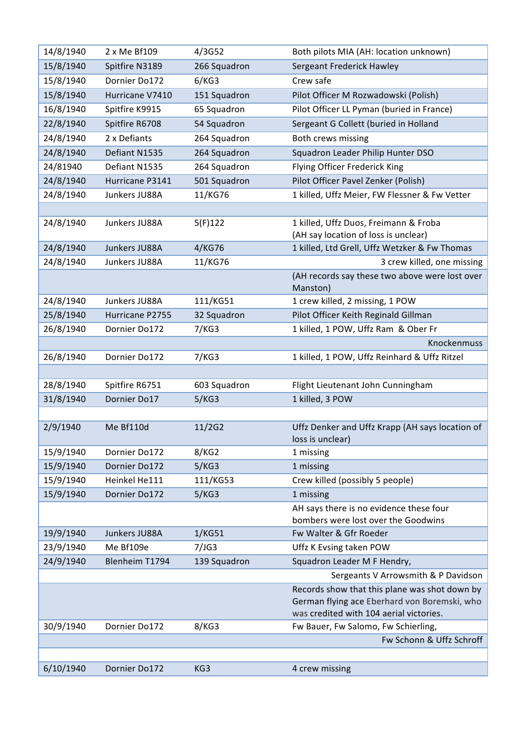| | | | |
|---|---|---|---|
| 14/8/1940 | 2 x Me Bf109 | 4/3G52 | Both pilots MIA (AH: location unknown) |
| 15/8/1940 | Spitfire N3189 | 266 Squadron | Sergeant Frederick Hawley |
| 15/8/1940 | Dornier Do172 | 6/KG3 | Crew safe |
| 15/8/1940 | Hurricane V7410 | 151 Squadron | Pilot Officer M Rozwadowski (Polish) |
| 16/8/1940 | Spitfire K9915 | 65 Squadron | Pilot Officer LL Pyman (buried in France) |
| 22/8/1940 | Spitfire R6708 | 54 Squadron | Sergeant G Collett (buried in Holland |
| 24/8/1940 | 2 x Defiants | 264 Squadron | Both crews missing |
| 24/8/1940 | Defiant N1535 | 264 Squadron | Squadron Leader Philip Hunter DSO |
| 24/81940 | Defiant N1535 | 264 Squadron | Flying Officer Frederick King |
| 24/8/1940 | Hurricane P3141 | 501 Squadron | Pilot Officer Pavel Zenker (Polish) |
| 24/8/1940 | Junkers JU88A | 11/KG76 | 1 killed, Uffz Meier, FW Flessner & Fw Vetter |
| | | | |
| 24/8/1940 | Junkers JU88A | 5(F)122 | 1 killed, Uffz Duos, Freimann & Froba (AH say location of loss is unclear) |
| 24/8/1940 | Junkers JU88A | 4/KG76 | 1 killed, Ltd Grell, Uffz Wetzker & Fw Thomas |
| 24/8/1940 | Junkers JU88A | 11/KG76 | 3 crew killed, one missing |
| | | | (AH records say these two above were lost over Manston) |
| 24/8/1940 | Junkers JU88A | 111/KG51 | 1 crew killed, 2 missing, 1 POW |
| 25/8/1940 | Hurricane P2755 | 32 Squadron | Pilot Officer Keith Reginald Gillman |
| 26/8/1940 | Dornier Do172 | 7/KG3 | 1 killed, 1 POW, Uffz Ram & Ober Fr |
| | | | Knockenmuss |
| 26/8/1940 | Dornier Do172 | 7/KG3 | 1 killed, 1 POW, Uffz Reinhard & Uffz Ritzel |
| | | | |
| 28/8/1940 | Spitfire R6751 | 603 Squadron | Flight Lieutenant John Cunningham |
| 31/8/1940 | Dornier Do17 | 5/KG3 | 1 killed, 3 POW |
| | | | |
| 2/9/1940 | Me Bf110d | 11/2G2 | Uffz Denker and Uffz Krapp (AH says location of loss is unclear) |
| 15/9/1940 | Dornier Do172 | 8/KG2 | 1 missing |
| 15/9/1940 | Dornier Do172 | 5/KG3 | 1 missing |
| 15/9/1940 | Heinkel He111 | 111/KG53 | Crew killed (possibly 5 people) |
| 15/9/1940 | Dornier Do172 | 5/KG3 | 1 missing |
| | | | AH says there is no evidence these four bombers were lost over the Goodwins |
| 19/9/1940 | Junkers JU88A | 1/KG51 | Fw Walter & Gfr Roeder |
| 23/9/1940 | Me Bf109e | 7/JG3 | Uffz K Evsing taken POW |
| 24/9/1940 | Blenheim T1794 | 139 Squadron | Squadron Leader M F Hendry, |
| | | | Sergeants V Arrowsmith & P Davidson |
| | | | Records show that this plane was shot down by German flying ace Eberhard von Boremski, who was credited with 104 aerial victories. |
| 30/9/1940 | Dornier Do172 | 8/KG3 | Fw Bauer, Fw Salomo, Fw Schierling, |
| | | | Fw Schonn & Uffz Schroff |
| | | | |
| 6/10/1940 | Dornier Do172 | KG3 | 4 crew missing |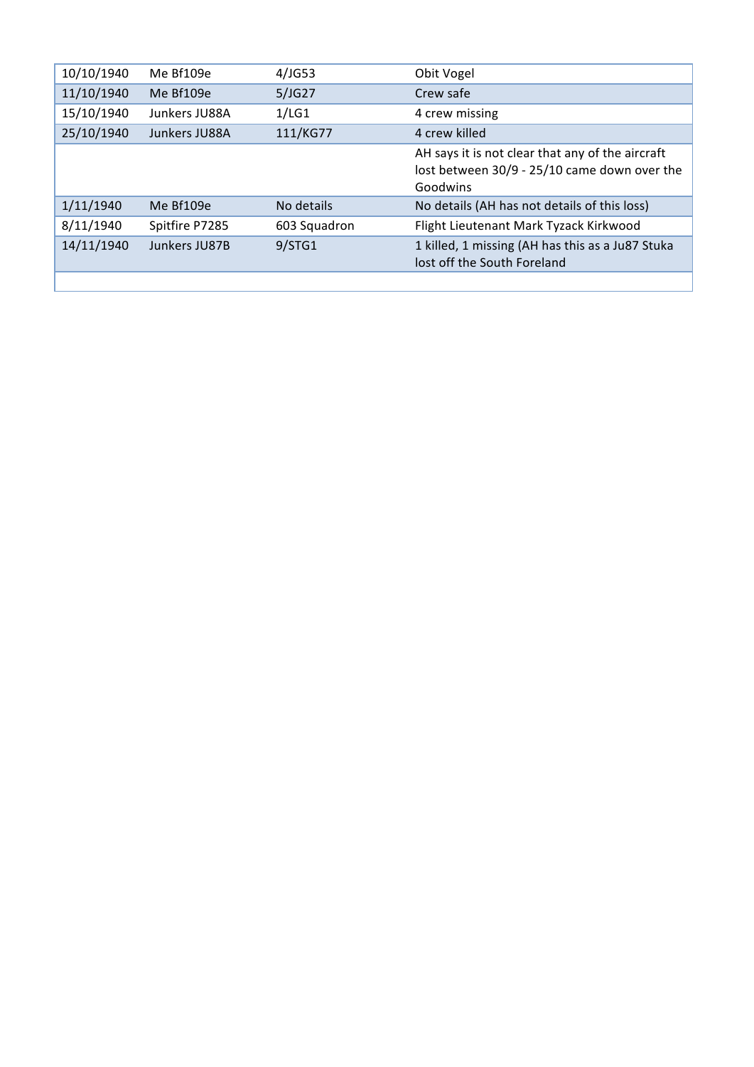| | | | |
|---|---|---|---|
| 10/10/1940 | Me Bf109e | 4/JG53 | Obit Vogel |
| 11/10/1940 | Me Bf109e | 5/JG27 | Crew safe |
| 15/10/1940 | Junkers JU88A | 1/LG1 | 4 crew missing |
| 25/10/1940 | Junkers JU88A | 111/KG77 | 4 crew killed |
| | | | AH says it is not clear that any of the aircraft lost between 30/9 - 25/10 came down over the Goodwins |
| 1/11/1940 | Me Bf109e | No details | No details (AH has not details of this loss) |
| 8/11/1940 | Spitfire P7285 | 603 Squadron | Flight Lieutenant Mark Tyzack Kirkwood |
| 14/11/1940 | Junkers JU87B | 9/STG1 | 1 killed, 1 missing (AH has this as a Ju87 Stuka lost off the South Foreland |
| | | | |